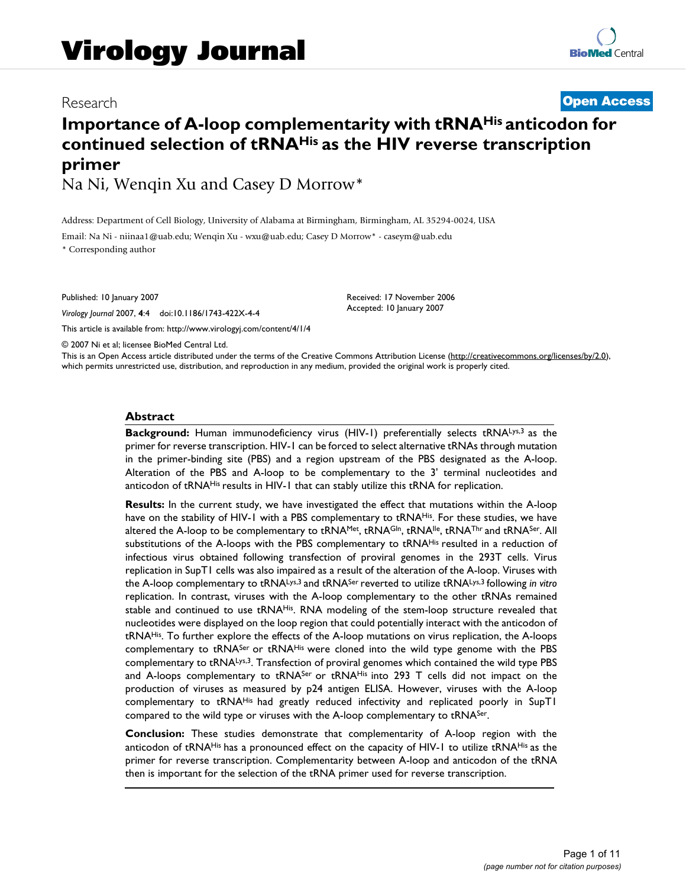# Virology Journal

Research **Open Access**

# Importance of A-loop complementarity with $tRNA^{His}$ anticodon for continued selection of $tRNA^{His}$ as the HIV reverse transcription primer

Na Ni, Wenqin Xu and Casey D Morrow*

Address: Department of Cell Biology, University of Alabama at Birmingham, Birmingham, AL 35294-0024, USA

Email: Na Ni - niinaa1@uab.edu; Wenqin Xu - wxu@uab.edu; Casey D Morrow* - caseym@uab.edu

\* Corresponding author

Published: 10 January 2007

*Virology Journal* 2007, **4**:4 doi:10.1186/1743-422X-4-4

This article is available from: http://www.virologyj.com/content/4/1/4

Received: 17 November 2006
Accepted: 10 January 2007

© 2007 Ni et al; licensee BioMed Central Ltd.

This is an Open Access article distributed under the terms of the Creative Commons Attribution License (http://creativecommons.org/licenses/by/2.0), which permits unrestricted use, distribution, and reproduction in any medium, provided the original work is properly cited.

## Abstract

**Background:** Human immunodeficiency virus (HIV-1) preferentially selects $tRNA^{Lys,3}$ as the primer for reverse transcription. HIV-1 can be forced to select alternative tRNAs through mutation in the primer-binding site (PBS) and a region upstream of the PBS designated as the A-loop. Alteration of the PBS and A-loop to be complementary to the 3' terminal nucleotides and anticodon of $tRNA^{His}$ results in HIV-1 that can stably utilize this tRNA for replication.

**Results:** In the current study, we have investigated the effect that mutations within the A-loop have on the stability of HIV-1 with a PBS complementary to $tRNA^{His}$. For these studies, we have altered the A-loop to be complementary to $tRNA^{Met}$, $tRNA^{Gln}$, $tRNA^{Ile}$, $tRNA^{Thr}$ and $tRNA^{Ser}$. All substitutions of the A-loops with the PBS complementary to $tRNA^{His}$ resulted in a reduction of infectious virus obtained following transfection of proviral genomes in the 293T cells. Virus replication in SupT1 cells was also impaired as a result of the alteration of the A-loop. Viruses with the A-loop complementary to $tRNA^{Lys,3}$ and $tRNA^{Ser}$ reverted to utilize $tRNA^{Lys,3}$ following *in vitro* replication. In contrast, viruses with the A-loop complementary to the other tRNAs remained stable and continued to use $tRNA^{His}$. RNA modeling of the stem-loop structure revealed that nucleotides were displayed on the loop region that could potentially interact with the anticodon of $tRNA^{His}$. To further explore the effects of the A-loop mutations on virus replication, the A-loops complementary to $tRNA^{Ser}$ or $tRNA^{His}$ were cloned into the wild type genome with the PBS complementary to $tRNA^{Lys,3}$. Transfection of proviral genomes which contained the wild type PBS and A-loops complementary to $tRNA^{Ser}$ or $tRNA^{His}$ into 293 T cells did not impact on the production of viruses as measured by p24 antigen ELISA. However, viruses with the A-loop complementary to $tRNA^{His}$ had greatly reduced infectivity and replicated poorly in SupT1 compared to the wild type or viruses with the A-loop complementary to $tRNA^{Ser}$.

**Conclusion:** These studies demonstrate that complementarity of A-loop region with the anticodon of $tRNA^{His}$ has a pronounced effect on the capacity of HIV-1 to utilize $tRNA^{His}$ as the primer for reverse transcription. Complementarity between A-loop and anticodon of the tRNA then is important for the selection of the tRNA primer used for reverse transcription.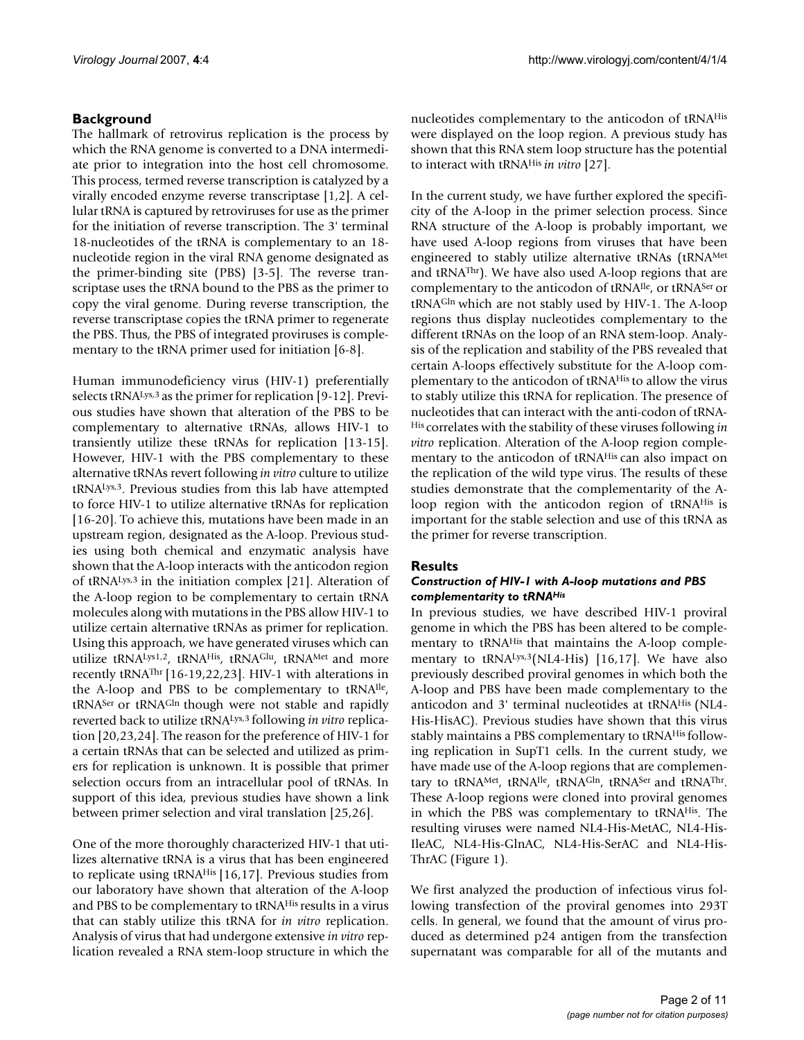## Background

The hallmark of retrovirus replication is the process by which the RNA genome is converted to a DNA intermediate prior to integration into the host cell chromosome. This process, termed reverse transcription is catalyzed by a virally encoded enzyme reverse transcriptase [1,2]. A cellular tRNA is captured by retroviruses for use as the primer for the initiation of reverse transcription. The 3' terminal 18-nucleotides of the tRNA is complementary to an 18-nucleotide region in the viral RNA genome designated as the primer-binding site (PBS) [3-5]. The reverse transcriptase uses the tRNA bound to the PBS as the primer to copy the viral genome. During reverse transcription, the reverse transcriptase copies the tRNA primer to regenerate the PBS. Thus, the PBS of integrated proviruses is complementary to the tRNA primer used for initiation [6-8].

Human immunodeficiency virus (HIV-1) preferentially selects $tRNA^{Lys,3}$ as the primer for replication [9-12]. Previous studies have shown that alteration of the PBS to be complementary to alternative tRNAs, allows HIV-1 to transiently utilize these tRNAs for replication [13-15]. However, HIV-1 with the PBS complementary to these alternative tRNAs revert following *in vitro* culture to utilize $tRNA^{Lys,3}$. Previous studies from this lab have attempted to force HIV-1 to utilize alternative tRNAs for replication [16-20]. To achieve this, mutations have been made in an upstream region, designated as the A-loop. Previous studies using both chemical and enzymatic analysis have shown that the A-loop interacts with the anticodon region of $tRNA^{Lys,3}$ in the initiation complex [21]. Alteration of the A-loop region to be complementary to certain tRNA molecules along with mutations in the PBS allow HIV-1 to utilize certain alternative tRNAs as primer for replication. Using this approach, we have generated viruses which can utilize $tRNA^{Lys1,2}$, $tRNA^{His}$, $tRNA^{Glu}$, $tRNA^{Met}$ and more recently $tRNA^{Thr}$ [16-19,22,23]. HIV-1 with alterations in the A-loop and PBS to be complementary to $tRNA^{Ile}$, $tRNA^{Ser}$ or $tRNA^{Gln}$ though were not stable and rapidly reverted back to utilize $tRNA^{Lys,3}$ following *in vitro* replication [20,23,24]. The reason for the preference of HIV-1 for a certain tRNAs that can be selected and utilized as primers for replication is unknown. It is possible that primer selection occurs from an intracellular pool of tRNAs. In support of this idea, previous studies have shown a link between primer selection and viral translation [25,26].

One of the more thoroughly characterized HIV-1 that utilizes alternative tRNA is a virus that has been engineered to replicate using $tRNA^{His}$ [16,17]. Previous studies from our laboratory have shown that alteration of the A-loop and PBS to be complementary to $tRNA^{His}$ results in a virus that can stably utilize this tRNA for *in vitro* replication. Analysis of virus that had undergone extensive *in vitro* replication revealed a RNA stem-loop structure in which the nucleotides complementary to the anticodon of $tRNA^{His}$ were displayed on the loop region. A previous study has shown that this RNA stem loop structure has the potential to interact with $tRNA^{His}$ *in vitro* [27].

In the current study, we have further explored the specificity of the A-loop in the primer selection process. Since RNA structure of the A-loop is probably important, we have used A-loop regions from viruses that have been engineered to stably utilize alternative tRNAs ($tRNA^{Met}$ and $tRNA^{Thr}$). We have also used A-loop regions that are complementary to the anticodon of $tRNA^{Ile}$, or $tRNA^{Ser}$ or $tRNA^{Gln}$ which are not stably used by HIV-1. The A-loop regions thus display nucleotides complementary to the different tRNAs on the loop of an RNA stem-loop. Analysis of the replication and stability of the PBS revealed that certain A-loops effectively substitute for the A-loop complementary to the anticodon of $tRNA^{His}$ to allow the virus to stably utilize this tRNA for replication. The presence of nucleotides that can interact with the anti-codon of $tRNA^{His}$ correlates with the stability of these viruses following *in vitro* replication. Alteration of the A-loop region complementary to the anticodon of $tRNA^{His}$ can also impact on the replication of the wild type virus. The results of these studies demonstrate that the complementarity of the A-loop region with the anticodon region of $tRNA^{His}$ is important for the stable selection and use of this tRNA as the primer for reverse transcription.

## Results

### *Construction of HIV-1 with A-loop mutations and PBS complementarity to $tRNA^{His}$*

In previous studies, we have described HIV-1 proviral genome in which the PBS has been altered to be complementary to $tRNA^{His}$ that maintains the A-loop complementary to $tRNA^{Lys,3}$(NL4-His) [16,17]. We have also previously described proviral genomes in which both the A-loop and PBS have been made complementary to the anticodon and 3' terminal nucleotides at $tRNA^{His}$ (NL4-His-HisAC). Previous studies have shown that this virus stably maintains a PBS complementary to $tRNA^{His}$ following replication in SupT1 cells. In the current study, we have made use of the A-loop regions that are complementary to $tRNA^{Met}$, $tRNA^{Ile}$, $tRNA^{Gln}$, $tRNA^{Ser}$ and $tRNA^{Thr}$. These A-loop regions were cloned into proviral genomes in which the PBS was complementary to $tRNA^{His}$. The resulting viruses were named NL4-His-MetAC, NL4-His-IleAC, NL4-His-GlnAC, NL4-His-SerAC and NL4-His-ThrAC (Figure 1).

We first analyzed the production of infectious virus following transfection of the proviral genomes into 293T cells. In general, we found that the amount of virus produced as determined p24 antigen from the transfection supernatant was comparable for all of the mutants and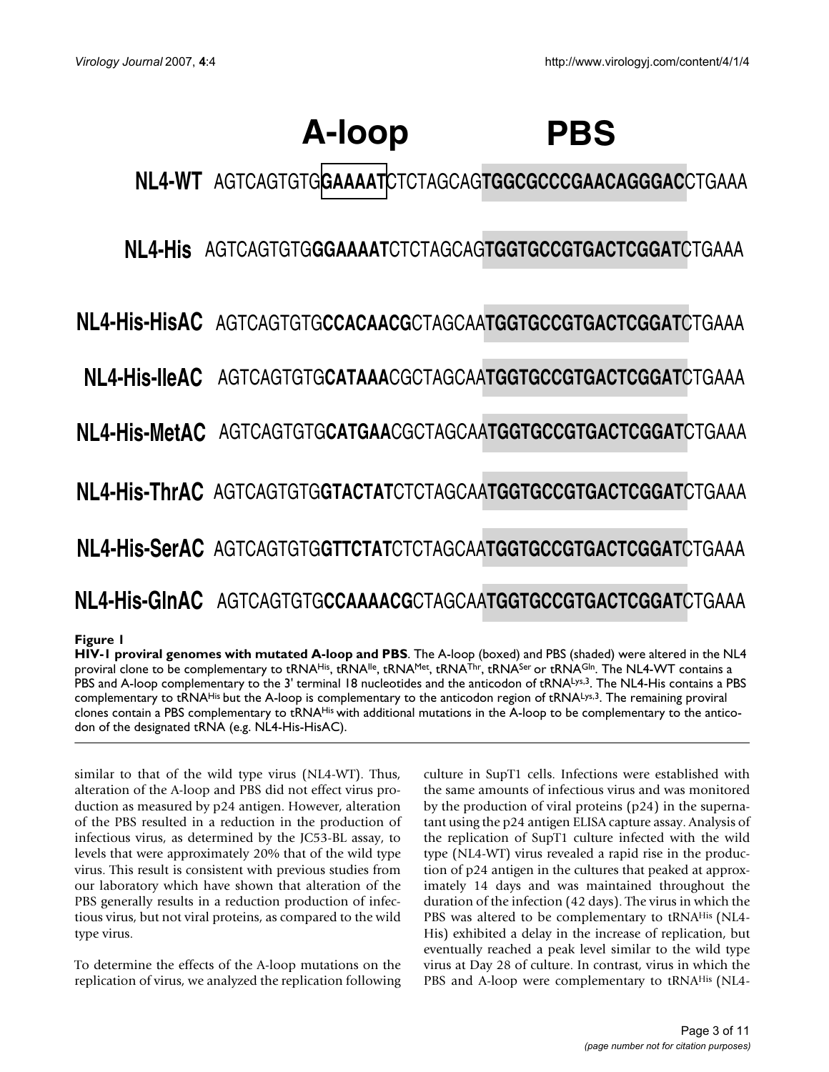**A-loop** **PBS**

```
NL4-WT          AGTCAGTGTGGAAAATCTCTAGCAGTGGCGCCCGAACAGGGACCTGAAA
NL4-His         AGTCAGTGTGGGAAAATCTCTAGCAGTGGTGCCGTGACTCGGATCTGAAA
NL4-His-HisAC   AGTCAGTGTGCCACAACGCTAGCAATGGTGCCGTGACTCGGATCTGAAA
NL4-His-IleAC   AGTCAGTGTGCATAAACGCTAGCAATGGTGCCGTGACTCGGATCTGAAA
NL4-His-MetAC   AGTCAGTGTGCATGAACGCTAGCAATGGTGCCGTGACTCGGATCTGAAA
NL4-His-ThrAC   AGTCAGTGTGGTACTATCTCTAGCAATGGTGCCGTGACTCGGATCTGAAA
NL4-His-SerAC   AGTCAGTGTGGTTCTATCTCTAGCAATGGTGCCGTGACTCGGATCTGAAA
NL4-His-GlnAC   AGTCAGTGTGCCAAAACGCTAGCAATGGTGCCGTGACTCGGATCTGAAA
```

**Figure 1**

**HIV-1 proviral genomes with mutated A-loop and PBS**. The A-loop (boxed) and PBS (shaded) were altered in the NL4 proviral clone to be complementary to $tRNA^{His}$, $tRNA^{Ile}$, $tRNA^{Met}$, $tRNA^{Thr}$, $tRNA^{Ser}$ or $tRNA^{Gln}$. The NL4-WT contains a PBS and A-loop complementary to the 3' terminal 18 nucleotides and the anticodon of $tRNA^{Lys,3}$. The NL4-His contains a PBS complementary to $tRNA^{His}$ but the A-loop is complementary to the anticodon region of $tRNA^{Lys,3}$. The remaining proviral clones contain a PBS complementary to $tRNA^{His}$ with additional mutations in the A-loop to be complementary to the anticodon of the designated tRNA (e.g. NL4-His-HisAC).

similar to that of the wild type virus (NL4-WT). Thus, alteration of the A-loop and PBS did not effect virus production as measured by p24 antigen. However, alteration of the PBS resulted in a reduction in the production of infectious virus, as determined by the JC53-BL assay, to levels that were approximately 20% that of the wild type virus. This result is consistent with previous studies from our laboratory which have shown that alteration of the PBS generally results in a reduction production of infectious virus, but not viral proteins, as compared to the wild type virus.

To determine the effects of the A-loop mutations on the replication of virus, we analyzed the replication following culture in SupT1 cells. Infections were established with the same amounts of infectious virus and was monitored by the production of viral proteins (p24) in the supernatant using the p24 antigen ELISA capture assay. Analysis of the replication of SupT1 culture infected with the wild type (NL4-WT) virus revealed a rapid rise in the production of p24 antigen in the cultures that peaked at approximately 14 days and was maintained throughout the duration of the infection (42 days). The virus in which the PBS was altered to be complementary to $tRNA^{His}$ (NL4-His) exhibited a delay in the increase of replication, but eventually reached a peak level similar to the wild type virus at Day 28 of culture. In contrast, virus in which the PBS and A-loop were complementary to $tRNA^{His}$ (NL4-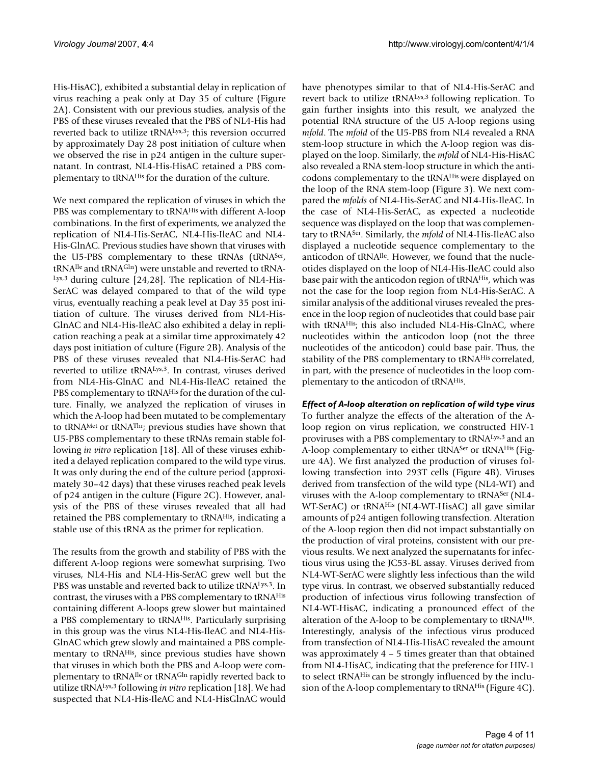His-HisAC), exhibited a substantial delay in replication of virus reaching a peak only at Day 35 of culture (Figure 2A). Consistent with our previous studies, analysis of the PBS of these viruses revealed that the PBS of NL4-His had reverted back to utilize tRNA$^{Lys,3}$; this reversion occurred by approximately Day 28 post initiation of culture when we observed the rise in p24 antigen in the culture supernatant. In contrast, NL4-His-HisAC retained a PBS complementary to tRNA$^{His}$ for the duration of the culture.

We next compared the replication of viruses in which the PBS was complementary to tRNA$^{His}$ with different A-loop combinations. In the first of experiments, we analyzed the replication of NL4-His-SerAC, NL4-His-IleAC and NL4-His-GlnAC. Previous studies have shown that viruses with the U5-PBS complementary to these tRNAs (tRNA$^{Ser}$, tRNA$^{Ile}$ and tRNA$^{Gln}$) were unstable and reverted to tRNA-$^{Lys,3}$ during culture [24,28]. The replication of NL4-His-SerAC was delayed compared to that of the wild type virus, eventually reaching a peak level at Day 35 post initiation of culture. The viruses derived from NL4-His-GlnAC and NL4-His-IleAC also exhibited a delay in replication reaching a peak at a similar time approximately 42 days post initiation of culture (Figure 2B). Analysis of the PBS of these viruses revealed that NL4-His-SerAC had reverted to utilize tRNA$^{Lys,3}$. In contrast, viruses derived from NL4-His-GlnAC and NL4-His-IleAC retained the PBS complementary to tRNA$^{His}$ for the duration of the culture. Finally, we analyzed the replication of viruses in which the A-loop had been mutated to be complementary to tRNA$^{Met}$ or tRNA$^{Thr}$; previous studies have shown that U5-PBS complementary to these tRNAs remain stable following *in vitro* replication [18]. All of these viruses exhibited a delayed replication compared to the wild type virus. It was only during the end of the culture period (approximately 30–42 days) that these viruses reached peak levels of p24 antigen in the culture (Figure 2C). However, analysis of the PBS of these viruses revealed that all had retained the PBS complementary to tRNA$^{His}$, indicating a stable use of this tRNA as the primer for replication.

The results from the growth and stability of PBS with the different A-loop regions were somewhat surprising. Two viruses, NL4-His and NL4-His-SerAC grew well but the PBS was unstable and reverted back to utilize tRNA$^{Lys,3}$. In contrast, the viruses with a PBS complementary to tRNA$^{His}$ containing different A-loops grew slower but maintained a PBS complementary to tRNA$^{His}$. Particularly surprising in this group was the virus NL4-His-IleAC and NL4-His-GlnAC which grew slowly and maintained a PBS complementary to tRNA$^{His}$, since previous studies have shown that viruses in which both the PBS and A-loop were complementary to tRNA$^{Ile}$ or tRNA$^{Gln}$ rapidly reverted back to utilize tRNA$^{Lys,3}$ following *in vitro* replication [18]. We had suspected that NL4-His-IleAC and NL4-HisGlnAC would have phenotypes similar to that of NL4-His-SerAC and revert back to utilize tRNA$^{Lys,3}$ following replication. To gain further insights into this result, we analyzed the potential RNA structure of the U5 A-loop regions using *mfold*. The *mfold* of the U5-PBS from NL4 revealed a RNA stem-loop structure in which the A-loop region was displayed on the loop. Similarly, the *mfold* of NL4-His-HisAC also revealed a RNA stem-loop structure in which the anticodons complementary to the tRNA$^{His}$ were displayed on the loop of the RNA stem-loop (Figure 3). We next compared the *mfolds* of NL4-His-SerAC and NL4-His-IleAC. In the case of NL4-His-SerAC, as expected a nucleotide sequence was displayed on the loop that was complementary to tRNA$^{Ser}$. Similarly, the *mfold* of NL4-His-IleAC also displayed a nucleotide sequence complementary to the anticodon of tRNA$^{Ile}$. However, we found that the nucleotides displayed on the loop of NL4-His-IleAC could also base pair with the anticodon region of tRNA$^{His}$, which was not the case for the loop region from NL4-His-SerAC. A similar analysis of the additional viruses revealed the presence in the loop region of nucleotides that could base pair with tRNA$^{His}$; this also included NL4-His-GlnAC, where nucleotides within the anticodon loop (not the three nucleotides of the anticodon) could base pair. Thus, the stability of the PBS complementary to tRNA$^{His}$ correlated, in part, with the presence of nucleotides in the loop complementary to the anticodon of tRNA$^{His}$.

### *Effect of A-loop alteration on replication of wild type virus*

To further analyze the effects of the alteration of the A-loop region on virus replication, we constructed HIV-1 proviruses with a PBS complementary to tRNA$^{Lys,3}$ and an A-loop complementary to either tRNA$^{Ser}$ or tRNA$^{His}$ (Figure 4A). We first analyzed the production of viruses following transfection into 293T cells (Figure 4B). Viruses derived from transfection of the wild type (NL4-WT) and viruses with the A-loop complementary to tRNA$^{Ser}$ (NL4-WT-SerAC) or tRNA$^{His}$ (NL4-WT-HisAC) all gave similar amounts of p24 antigen following transfection. Alteration of the A-loop region then did not impact substantially on the production of viral proteins, consistent with our previous results. We next analyzed the supernatants for infectious virus using the JC53-BL assay. Viruses derived from NL4-WT-SerAC were slightly less infectious than the wild type virus. In contrast, we observed substantially reduced production of infectious virus following transfection of NL4-WT-HisAC, indicating a pronounced effect of the alteration of the A-loop to be complementary to tRNA$^{His}$. Interestingly, analysis of the infectious virus produced from transfection of NL4-His-HisAC revealed the amount was approximately 4 – 5 times greater than that obtained from NL4-HisAC, indicating that the preference for HIV-1 to select tRNA$^{His}$ can be strongly influenced by the inclusion of the A-loop complementary to tRNA$^{His}$ (Figure 4C).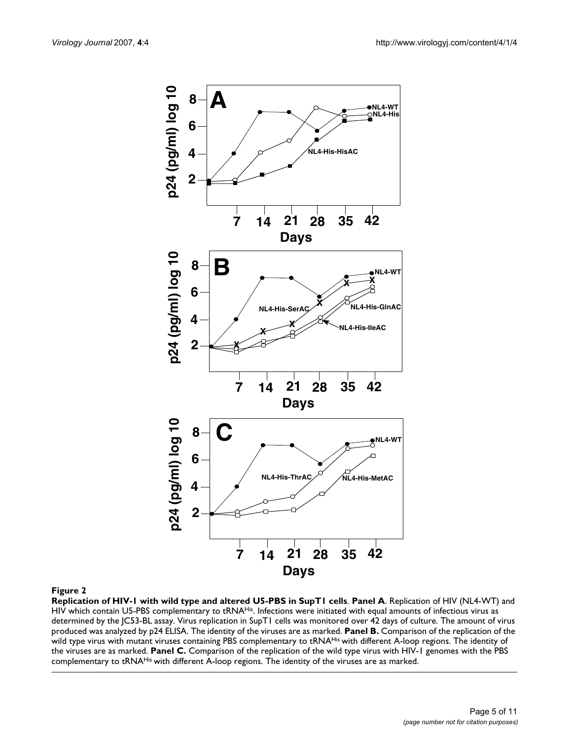**Figure 2**

**Replication of HIV-1 with wild type and altered U5-PBS in SupT1 cells**. **Panel A**. Replication of HIV (NL4-WT) and HIV which contain U5-PBS complementary to $tRNA^{His}$. Infections were initiated with equal amounts of infectious virus as determined by the JC53-BL assay. Virus replication in SupT1 cells was monitored over 42 days of culture. The amount of virus produced was analyzed by p24 ELISA. The identity of the viruses are as marked. **Panel B.** Comparison of the replication of the wild type virus with mutant viruses containing PBS complementary to $tRNA^{His}$ with different A-loop regions. The identity of the viruses are as marked. **Panel C.** Comparison of the replication of the wild type virus with HIV-1 genomes with the PBS complementary to $tRNA^{His}$ with different A-loop regions. The identity of the viruses are as marked.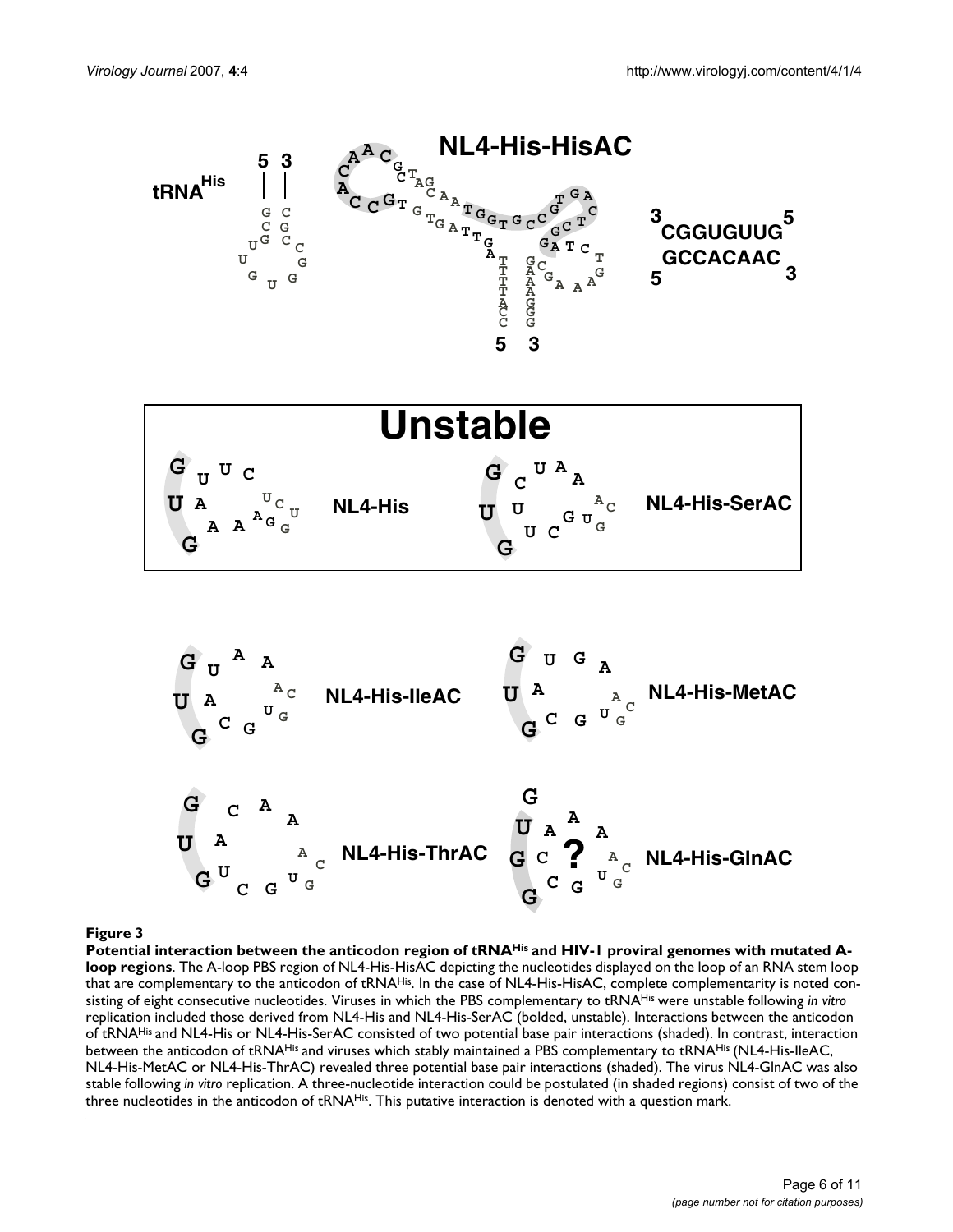**Figure 3**

**Potential interaction between the anticodon region of tRNA$^{His}$ and HIV-1 proviral genomes with mutated A-loop regions**. The A-loop PBS region of NL4-His-HisAC depicting the nucleotides displayed on the loop of an RNA stem loop that are complementary to the anticodon of tRNA$^{His}$. In the case of NL4-His-HisAC, complete complementarity is noted consisting of eight consecutive nucleotides. Viruses in which the PBS complementary to tRNA$^{His}$ were unstable following *in vitro* replication included those derived from NL4-His and NL4-His-SerAC (bolded, unstable). Interactions between the anticodon of tRNA$^{His}$ and NL4-His or NL4-His-SerAC consisted of two potential base pair interactions (shaded). In contrast, interaction between the anticodon of tRNA$^{His}$ and viruses which stably maintained a PBS complementary to tRNA$^{His}$ (NL4-His-IleAC, NL4-His-MetAC or NL4-His-ThrAC) revealed three potential base pair interactions (shaded). The virus NL4-GlnAC was also stable following *in vitro* replication. A three-nucleotide interaction could be postulated (in shaded regions) consist of two of the three nucleotides in the anticodon of tRNA$^{His}$. This putative interaction is denoted with a question mark.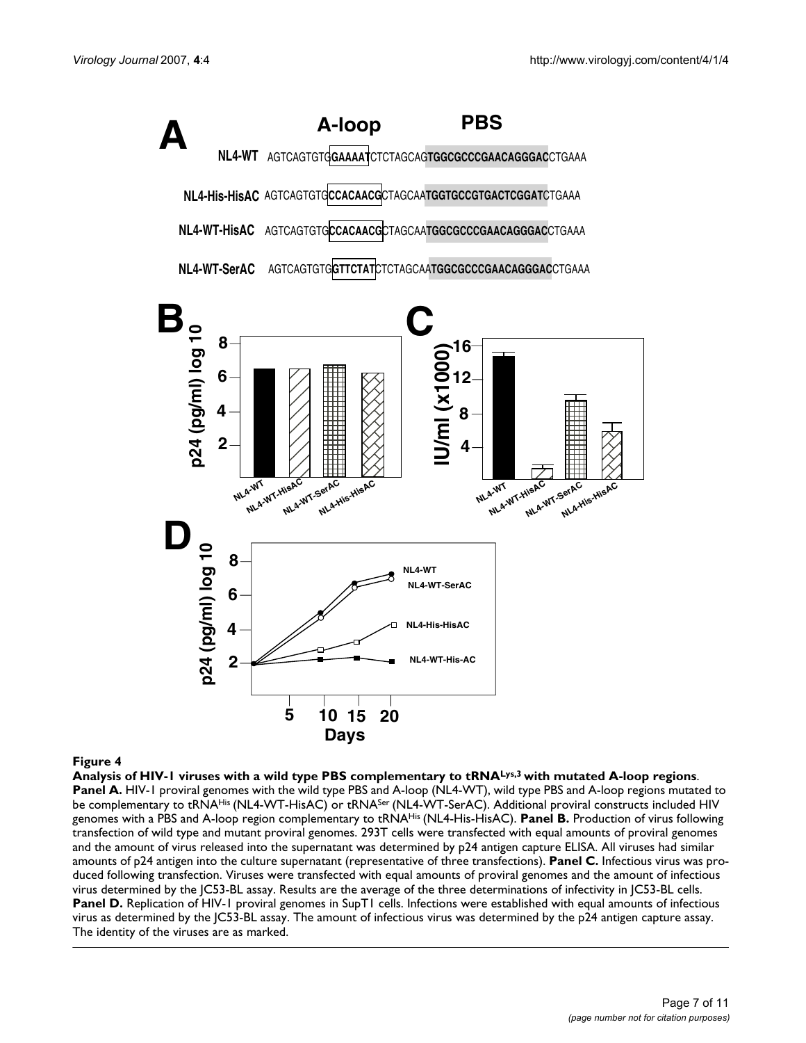**Figure 4**

**Analysis of HIV-1 viruses with a wild type PBS complementary to tRNA$^{Lys,3}$ with mutated A-loop regions**. **Panel A.** HIV-1 proviral genomes with the wild type PBS and A-loop (NL4-WT), wild type PBS and A-loop regions mutated to be complementary to tRNA$^{His}$ (NL4-WT-HisAC) or tRNA$^{Ser}$ (NL4-WT-SerAC). Additional proviral constructs included HIV genomes with a PBS and A-loop region complementary to tRNA$^{His}$ (NL4-His-HisAC). **Panel B.** Production of virus following transfection of wild type and mutant proviral genomes. 293T cells were transfected with equal amounts of proviral genomes and the amount of virus released into the supernatant was determined by p24 antigen capture ELISA. All viruses had similar amounts of p24 antigen into the culture supernatant (representative of three transfections). **Panel C.** Infectious virus was produced following transfection. Viruses were transfected with equal amounts of proviral genomes and the amount of infectious virus determined by the JC53-BL assay. Results are the average of the three determinations of infectivity in JC53-BL cells. **Panel D.** Replication of HIV-1 proviral genomes in SupT1 cells. Infections were established with equal amounts of infectious virus as determined by the JC53-BL assay. The amount of infectious virus was determined by the p24 antigen capture assay. The identity of the viruses are as marked.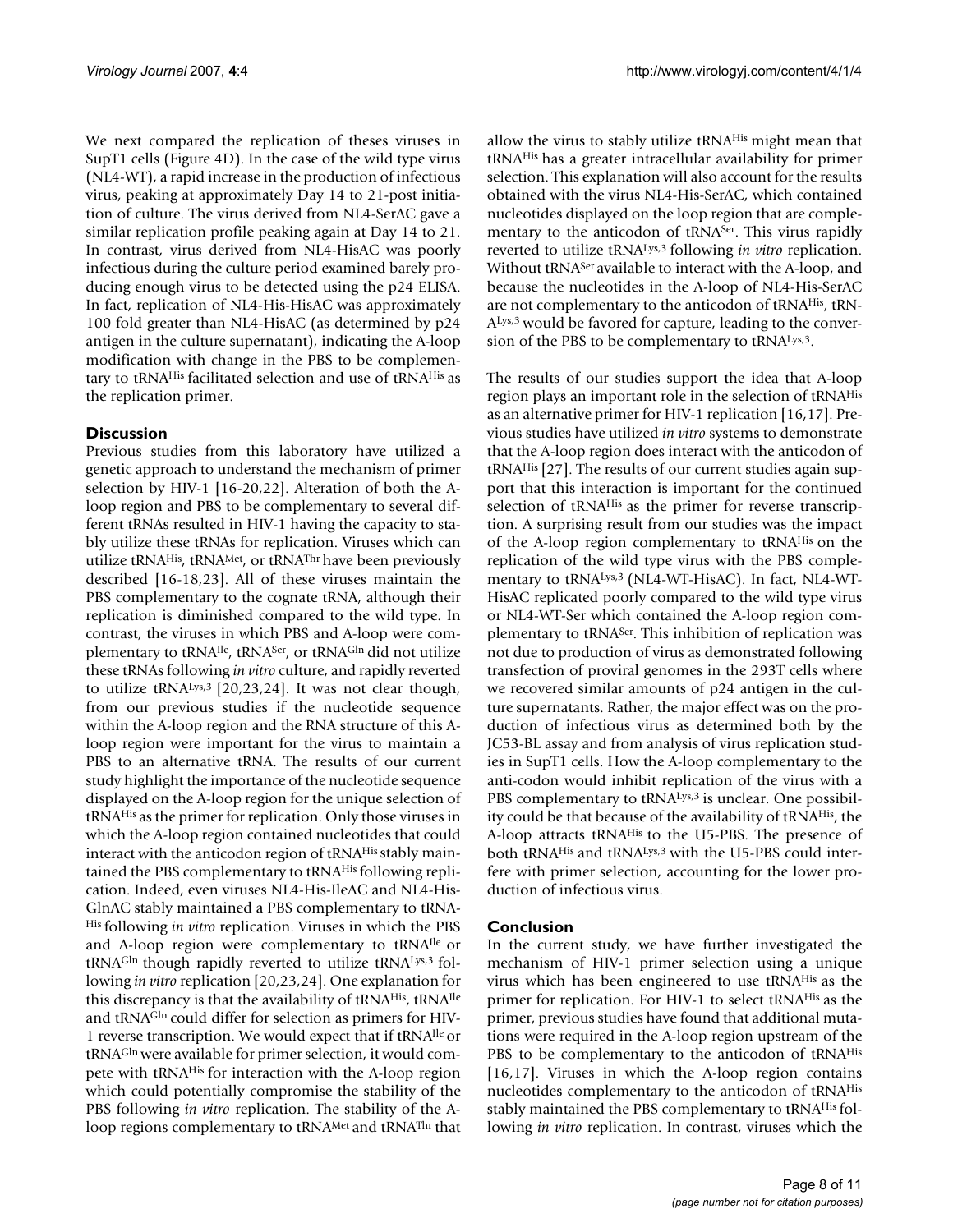We next compared the replication of theses viruses in SupT1 cells (Figure 4D). In the case of the wild type virus (NL4-WT), a rapid increase in the production of infectious virus, peaking at approximately Day 14 to 21-post initiation of culture. The virus derived from NL4-SerAC gave a similar replication profile peaking again at Day 14 to 21. In contrast, virus derived from NL4-HisAC was poorly infectious during the culture period examined barely producing enough virus to be detected using the p24 ELISA. In fact, replication of NL4-His-HisAC was approximately 100 fold greater than NL4-HisAC (as determined by p24 antigen in the culture supernatant), indicating the A-loop modification with change in the PBS to be complementary to tRNA$^{His}$ facilitated selection and use of tRNA$^{His}$ as the replication primer.

## Discussion

Previous studies from this laboratory have utilized a genetic approach to understand the mechanism of primer selection by HIV-1 [16-20,22]. Alteration of both the A-loop region and PBS to be complementary to several different tRNAs resulted in HIV-1 having the capacity to stably utilize these tRNAs for replication. Viruses which can utilize tRNA$^{His}$, tRNA$^{Met}$, or tRNA$^{Thr}$ have been previously described [16-18,23]. All of these viruses maintain the PBS complementary to the cognate tRNA, although their replication is diminished compared to the wild type. In contrast, the viruses in which PBS and A-loop were complementary to tRNA$^{Ile}$, tRNA$^{Ser}$, or tRNA$^{Gln}$ did not utilize these tRNAs following *in vitro* culture, and rapidly reverted to utilize tRNA$^{Lys,3}$ [20,23,24]. It was not clear though, from our previous studies if the nucleotide sequence within the A-loop region and the RNA structure of this A-loop region were important for the virus to maintain a PBS to an alternative tRNA. The results of our current study highlight the importance of the nucleotide sequence displayed on the A-loop region for the unique selection of tRNA$^{His}$ as the primer for replication. Only those viruses in which the A-loop region contained nucleotides that could interact with the anticodon region of tRNA$^{His}$ stably maintained the PBS complementary to tRNA$^{His}$ following replication. Indeed, even viruses NL4-His-IleAC and NL4-His-GlnAC stably maintained a PBS complementary to tRNA$^{His}$ following *in vitro* replication. Viruses in which the PBS and A-loop region were complementary to tRNA$^{Ile}$ or tRNA$^{Gln}$ though rapidly reverted to utilize tRNA$^{Lys,3}$ following *in vitro* replication [20,23,24]. One explanation for this discrepancy is that the availability of tRNA$^{His}$, tRNA$^{Ile}$ and tRNA$^{Gln}$ could differ for selection as primers for HIV-1 reverse transcription. We would expect that if tRNA$^{Ile}$ or tRNA$^{Gln}$ were available for primer selection, it would compete with tRNA$^{His}$ for interaction with the A-loop region which could potentially compromise the stability of the PBS following *in vitro* replication. The stability of the A-loop regions complementary to tRNA$^{Met}$ and tRNA$^{Thr}$ that allow the virus to stably utilize tRNA$^{His}$ might mean that tRNA$^{His}$ has a greater intracellular availability for primer selection. This explanation will also account for the results obtained with the virus NL4-His-SerAC, which contained nucleotides displayed on the loop region that are complementary to the anticodon of tRNA$^{Ser}$. This virus rapidly reverted to utilize tRNA$^{Lys,3}$ following *in vitro* replication. Without tRNA$^{Ser}$ available to interact with the A-loop, and because the nucleotides in the A-loop of NL4-His-SerAC are not complementary to the anticodon of tRNA$^{His}$, tRNA$^{Lys,3}$ would be favored for capture, leading to the conversion of the PBS to be complementary to tRNA$^{Lys,3}$.

The results of our studies support the idea that A-loop region plays an important role in the selection of tRNA$^{His}$ as an alternative primer for HIV-1 replication [16,17]. Previous studies have utilized *in vitro* systems to demonstrate that the A-loop region does interact with the anticodon of tRNA$^{His}$ [27]. The results of our current studies again support that this interaction is important for the continued selection of tRNA$^{His}$ as the primer for reverse transcription. A surprising result from our studies was the impact of the A-loop region complementary to tRNA$^{His}$ on the replication of the wild type virus with the PBS complementary to tRNA$^{Lys,3}$ (NL4-WT-HisAC). In fact, NL4-WT-HisAC replicated poorly compared to the wild type virus or NL4-WT-Ser which contained the A-loop region complementary to tRNA$^{Ser}$. This inhibition of replication was not due to production of virus as demonstrated following transfection of proviral genomes in the 293T cells where we recovered similar amounts of p24 antigen in the culture supernatants. Rather, the major effect was on the production of infectious virus as determined both by the JC53-BL assay and from analysis of virus replication studies in SupT1 cells. How the A-loop complementary to the anti-codon would inhibit replication of the virus with a PBS complementary to tRNA$^{Lys,3}$ is unclear. One possibility could be that because of the availability of tRNA$^{His}$, the A-loop attracts tRNA$^{His}$ to the U5-PBS. The presence of both tRNA$^{His}$ and tRNA$^{Lys,3}$ with the U5-PBS could interfere with primer selection, accounting for the lower production of infectious virus.

## Conclusion

In the current study, we have further investigated the mechanism of HIV-1 primer selection using a unique virus which has been engineered to use tRNA$^{His}$ as the primer for replication. For HIV-1 to select tRNA$^{His}$ as the primer, previous studies have found that additional mutations were required in the A-loop region upstream of the PBS to be complementary to the anticodon of tRNA$^{His}$ [16,17]. Viruses in which the A-loop region contains nucleotides complementary to the anticodon of tRNA$^{His}$ stably maintained the PBS complementary to tRNA$^{His}$ following *in vitro* replication. In contrast, viruses which the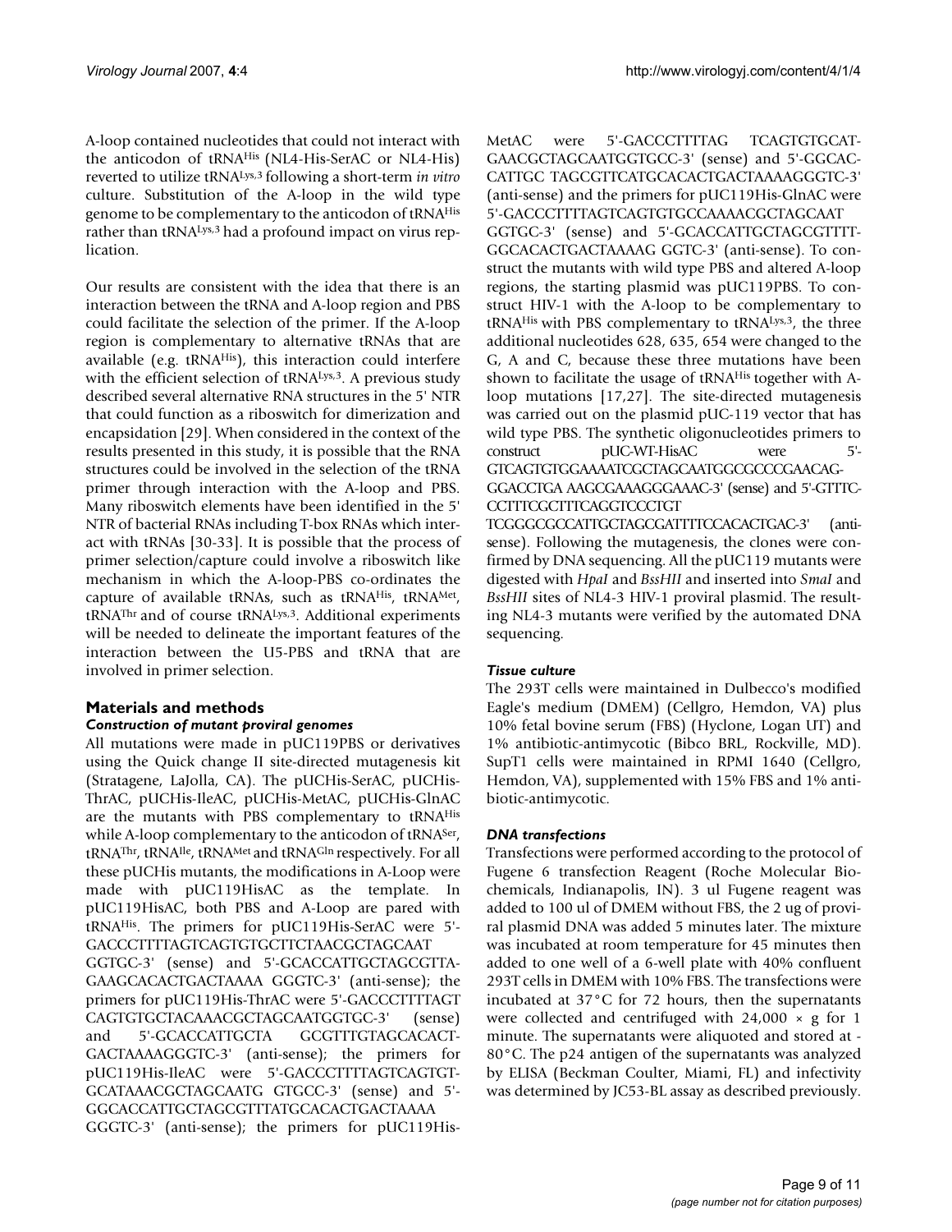A-loop contained nucleotides that could not interact with the anticodon of tRNA$^{His}$ (NL4-His-SerAC or NL4-His) reverted to utilize tRNA$^{Lys,3}$ following a short-term *in vitro* culture. Substitution of the A-loop in the wild type genome to be complementary to the anticodon of tRNA$^{His}$ rather than tRNA$^{Lys,3}$ had a profound impact on virus replication.

Our results are consistent with the idea that there is an interaction between the tRNA and A-loop region and PBS could facilitate the selection of the primer. If the A-loop region is complementary to alternative tRNAs that are available (e.g. tRNA$^{His}$), this interaction could interfere with the efficient selection of tRNA$^{Lys,3}$. A previous study described several alternative RNA structures in the 5' NTR that could function as a riboswitch for dimerization and encapsidation [29]. When considered in the context of the results presented in this study, it is possible that the RNA structures could be involved in the selection of the tRNA primer through interaction with the A-loop and PBS. Many riboswitch elements have been identified in the 5' NTR of bacterial RNAs including T-box RNAs which interact with tRNAs [30-33]. It is possible that the process of primer selection/capture could involve a riboswitch like mechanism in which the A-loop-PBS co-ordinates the capture of available tRNAs, such as tRNA$^{His}$, tRNA$^{Met}$, tRNA$^{Thr}$ and of course tRNA$^{Lys,3}$. Additional experiments will be needed to delineate the important features of the interaction between the U5-PBS and tRNA that are involved in primer selection.

## Materials and methods

### *Construction of mutant proviral genomes*

All mutations were made in pUC119PBS or derivatives using the Quick change II site-directed mutagenesis kit (Stratagene, LaJolla, CA). The pUCHis-SerAC, pUCHis-ThrAC, pUCHis-IleAC, pUCHis-MetAC, pUCHis-GlnAC are the mutants with PBS complementary to tRNA$^{His}$ while A-loop complementary to the anticodon of tRNA$^{Ser}$, tRNA$^{Thr}$, tRNA$^{Ile}$, tRNA$^{Met}$ and tRNA$^{Gln}$ respectively. For all these pUCHis mutants, the modifications in A-Loop were made with pUC119HisAC as the template. In pUC119HisAC, both PBS and A-Loop are pared with tRNA$^{His}$. The primers for pUC119His-SerAC were 5'-GACCCTTTTAGTCAGTGTGCTTCTAACGCTAGCAAT GGTGC-3' (sense) and 5'-GCACCATTGCTAGCGTTA-GAAGCACACTGACTAAAA GGGTC-3' (anti-sense); the primers for pUC119His-ThrAC were 5'-GACCCTTTTAGT CAGTGTGCTACAAACGCTAGCAATGGTGC-3' (sense) and 5'-GCACCATTGCTA GCGTTTGTAGCACACT-GACTAAAAGGGTC-3' (anti-sense); the primers for pUC119His-IleAC were 5'-GACCCTTTTAGTCAGTGT-GCATAAACGCTAGCAATG GTGCC-3' (sense) and 5'-GGCACCATTGCTAGCGTTTATGCACACTGACTAAAA GGGTC-3' (anti-sense); the primers for pUC119His-MetAC were 5'-GACCCTTTTAG TCAGTGTGCAT-GAACGCTAGCAATGGTGCC-3' (sense) and 5'-GGCAC-CATTGC TAGCGTTCATGCACACTGACTAAAAGGGTC-3' (anti-sense) and the primers for pUC119His-GlnAC were 5'-GACCCTTTTAGTCAGTGTGCCAAAACGCTAGCAAT GGTGC-3' (sense) and 5'-GCACCATTGCTAGCGTTTT-GGCACACTGACTAAAAG GGTC-3' (anti-sense). To construct the mutants with wild type PBS and altered A-loop regions, the starting plasmid was pUC119PBS. To construct HIV-1 with the A-loop to be complementary to tRNA$^{His}$ with PBS complementary to tRNA$^{Lys,3}$, the three additional nucleotides 628, 635, 654 were changed to the G, A and C, because these three mutations have been shown to facilitate the usage of tRNA$^{His}$ together with A-loop mutations [17,27]. The site-directed mutagenesis was carried out on the plasmid pUC-119 vector that has wild type PBS. The synthetic oligonucleotides primers to construct pUC-WT-HisAC were 5'-GTCAGTGTGGAAAATCGCTAGCAATGGCGCCCGAACAG-GGACCTGA AAGCGAAAGGGAAAC-3' (sense) and 5'-GTTTC-CCTTTCGCTTTCAGGTCCCTGT TCGGGCGCCATTGCTAGCGATTTTCCACACTGAC-3' (anti-sense). Following the mutagenesis, the clones were confirmed by DNA sequencing. All the pUC119 mutants were digested with *HpaI* and *BssHII* and inserted into *SmaI* and *BssHII* sites of NL4-3 HIV-1 proviral plasmid. The resulting NL4-3 mutants were verified by the automated DNA sequencing.

### *Tissue culture*

The 293T cells were maintained in Dulbecco's modified Eagle's medium (DMEM) (Cellgro, Hemdon, VA) plus 10% fetal bovine serum (FBS) (Hyclone, Logan UT) and 1% antibiotic-antimycotic (Bibco BRL, Rockville, MD). SupT1 cells were maintained in RPMI 1640 (Cellgro, Hemdon, VA), supplemented with 15% FBS and 1% antibiotic-antimycotic.

### *DNA transfections*

Transfections were performed according to the protocol of Fugene 6 transfection Reagent (Roche Molecular Biochemicals, Indianapolis, IN). 3 ul Fugene reagent was added to 100 ul of DMEM without FBS, the 2 ug of proviral plasmid DNA was added 5 minutes later. The mixture was incubated at room temperature for 45 minutes then added to one well of a 6-well plate with 40% confluent 293T cells in DMEM with 10% FBS. The transfections were incubated at 37°C for 72 hours, then the supernatants were collected and centrifuged with 24,000 × g for 1 minute. The supernatants were aliquoted and stored at -80°C. The p24 antigen of the supernatants was analyzed by ELISA (Beckman Coulter, Miami, FL) and infectivity was determined by JC53-BL assay as described previously.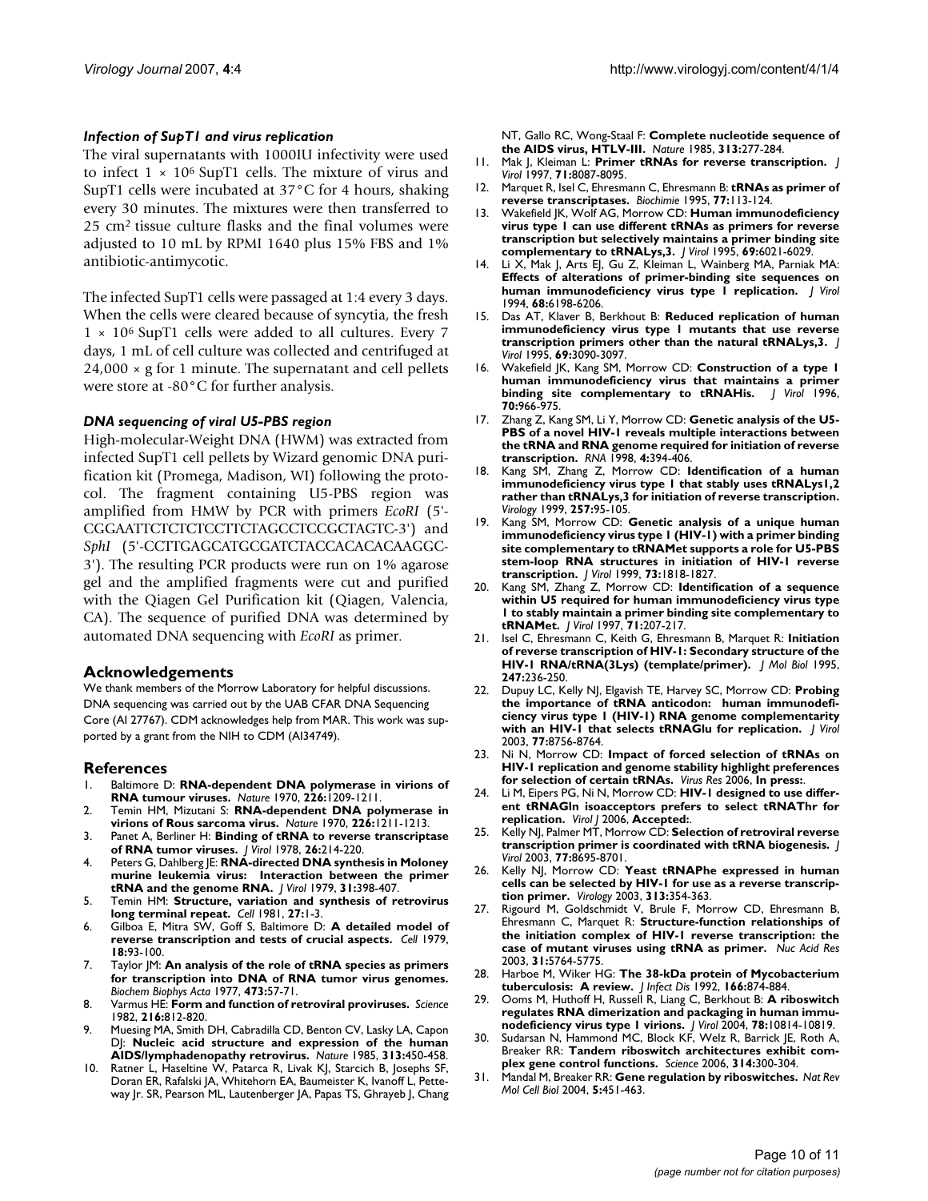### *Infection of SupT1 and virus replication*

The viral supernatants with 1000IU infectivity were used to infect $1 \times 10^6$ SupT1 cells. The mixture of virus and SupT1 cells were incubated at 37°C for 4 hours, shaking every 30 minutes. The mixtures were then transferred to 25 $cm^2$ tissue culture flasks and the final volumes were adjusted to 10 mL by RPMI 1640 plus 15% FBS and 1% antibiotic-antimycotic.

The infected SupT1 cells were passaged at 1:4 every 3 days. When the cells were cleared because of syncytia, the fresh $1 \times 10^6$ SupT1 cells were added to all cultures. Every 7 days, 1 mL of cell culture was collected and centrifuged at $24,000 \times g$ for 1 minute. The supernatant and cell pellets were store at -80°C for further analysis.

### *DNA sequencing of viral U5-PBS region*

High-molecular-Weight DNA (HWM) was extracted from infected SupT1 cell pellets by Wizard genomic DNA purification kit (Promega, Madison, WI) following the protocol. The fragment containing U5-PBS region was amplified from HMW by PCR with primers *EcoRI* (5'-CGGAATTCTCTCTCCTTCTAGCCTCCGCTAGTC-3') and *SphI* (5'-CCTTGAGCATGCGATCTACCACACACAAGGC-3'). The resulting PCR products were run on 1% agarose gel and the amplified fragments were cut and purified with the Qiagen Gel Purification kit (Qiagen, Valencia, CA). The sequence of purified DNA was determined by automated DNA sequencing with *EcoRI* as primer.

## Acknowledgements

We thank members of the Morrow Laboratory for helpful discussions. DNA sequencing was carried out by the UAB CFAR DNA Sequencing Core (AI 27767). CDM acknowledges help from MAR. This work was supported by a grant from the NIH to CDM (AI34749).

## References

1. Baltimore D: **RNA-dependent DNA polymerase in virions of RNA tumour viruses.** *Nature* 1970, **226:**1209-1211.
2. Temin HM, Mizutani S: **RNA-dependent DNA polymerase in virions of Rous sarcoma virus.** *Nature* 1970, **226:**1211-1213.
3. Panet A, Berliner H: **Binding of tRNA to reverse transcriptase of RNA tumor viruses.** *J Virol* 1978, **26:**214-220.
4. Peters G, Dahlberg JE: **RNA-directed DNA synthesis in Moloney murine leukemia virus: Interaction between the primer tRNA and the genome RNA.** *J Virol* 1979, **31:**398-407.
5. Temin HM: **Structure, variation and synthesis of retrovirus long terminal repeat.** *Cell* 1981, **27:**1-3.
6. Gilboa E, Mitra SW, Goff S, Baltimore D: **A detailed model of reverse transcription and tests of crucial aspects.** *Cell* 1979, **18:**93-100.
7. Taylor JM: **An analysis of the role of tRNA species as primers for transcription into DNA of RNA tumor virus genomes.** *Biochem Biophys Acta* 1977, **473:**57-71.
8. Varmus HE: **Form and function of retroviral proviruses.** *Science* 1982, **216:**812-820.
9. Muesing MA, Smith DH, Cabradilla CD, Benton CV, Lasky LA, Capon DJ: **Nucleic acid structure and expression of the human AIDS/lymphadenopathy retrovirus.** *Nature* 1985, **313:**450-458.
10. Ratner L, Haseltine W, Patarca R, Livak KJ, Starcich B, Josephs SF, Doran ER, Rafalski JA, Whitehorn EA, Baumeister K, Ivanoff L, Petteway Jr. SR, Pearson ML, Lautenberger JA, Papas TS, Ghrayeb J, Chang NT, Gallo RC, Wong-Staal F: **Complete nucleotide sequence of the AIDS virus, HTLV-III.** *Nature* 1985, **313:**277-284.
11. Mak J, Kleiman L: **Primer tRNAs for reverse transcription.** *J Virol* 1997, **71:**8087-8095.
12. Marquet R, Isel C, Ehresmann C, Ehresmann B: **tRNAs as primer of reverse transcriptases.** *Biochimie* 1995, **77:**113-124.
13. Wakefield JK, Wolf AG, Morrow CD: **Human immunodeficiency virus type 1 can use different tRNAs as primers for reverse transcription but selectively maintains a primer binding site complementary to tRNALys,3.** *J Virol* 1995, **69:**6021-6029.
14. Li X, Mak J, Arts EJ, Gu Z, Kleiman L, Wainberg MA, Parniak MA: **Effects of alterations of primer-binding site sequences on human immunodeficiency virus type 1 replication.** *J Virol* 1994, **68:**6198-6206.
15. Das AT, Klaver B, Berkhout B: **Reduced replication of human immunodeficiency virus type 1 mutants that use reverse transcription primers other than the natural tRNALys,3.** *J Virol* 1995, **69:**3090-3097.
16. Wakefield JK, Kang SM, Morrow CD: **Construction of a type 1 human immunodeficiency virus that maintains a primer binding site complementary to tRNAHis.** *J Virol* 1996, **70:**966-975.
17. Zhang Z, Kang SM, Li Y, Morrow CD: **Genetic analysis of the U5-PBS of a novel HIV-1 reveals multiple interactions between the tRNA and RNA genome required for initiation of reverse transcription.** *RNA* 1998, **4:**394-406.
18. Kang SM, Zhang Z, Morrow CD: **Identification of a human immunodeficiency virus type 1 that stably uses tRNALys1,2 rather than tRNALys,3 for initiation of reverse transcription.** *Virology* 1999, **257:**95-105.
19. Kang SM, Morrow CD: **Genetic analysis of a unique human immunodeficiency virus type 1 (HIV-1) with a primer binding site complementary to tRNAMet supports a role for U5-PBS stem-loop RNA structures in initiation of HIV-1 reverse transcription.** *J Virol* 1999, **73:**1818-1827.
20. Kang SM, Zhang Z, Morrow CD: **Identification of a sequence within U5 required for human immunodeficiency virus type 1 to stably maintain a primer binding site complementary to tRNAMet.** *J Virol* 1997, **71:**207-217.
21. Isel C, Ehresmann C, Keith G, Ehresmann B, Marquet R: **Initiation of reverse transcription of HIV-1: Secondary structure of the HIV-1 RNA/tRNA(3Lys) (template/primer).** *J Mol Biol* 1995, **247:**236-250.
22. Dupuy LC, Kelly NJ, Elgavish TE, Harvey SC, Morrow CD: **Probing the importance of tRNA anticodon: human immunodeficiency virus type 1 (HIV-1) RNA genome complementarity with an HIV-1 that selects tRNAGlu for replication.** *J Virol* 2003, **77:**8756-8764.
23. Ni N, Morrow CD: **Impact of forced selection of tRNAs on HIV-1 replication and genome stability highlight preferences for selection of certain tRNAs.** *Virus Res* 2006, **In press:**.
24. Li M, Eipers PG, Ni N, Morrow CD: **HIV-1 designed to use different tRNAGln isoacceptors prefers to select tRNAThr for replication.** *Virol J* 2006, **Accepted:**.
25. Kelly NJ, Palmer MT, Morrow CD: **Selection of retroviral reverse transcription primer is coordinated with tRNA biogenesis.** *J Virol* 2003, **77:**8695-8701.
26. Kelly NJ, Morrow CD: **Yeast tRNAPhe expressed in human cells can be selected by HIV-1 for use as a reverse transcription primer.** *Virology* 2003, **313:**354-363.
27. Rigourd M, Goldschmidt V, Brule F, Morrow CD, Ehresmann B, Ehresmann C, Marquet R: **Structure-function relationships of the initiation complex of HIV-1 reverse transcription: the case of mutant viruses using tRNA as primer.** *Nuc Acid Res* 2003, **31:**5764-5775.
28. Harboe M, Wiker HG: **The 38-kDa protein of Mycobacterium tuberculosis: A review.** *J Infect Dis* 1992, **166:**874-884.
29. Ooms M, Huthoff H, Russell R, Liang C, Berkhout B: **A riboswitch regulates RNA dimerization and packaging in human immunodeficiency virus type 1 virions.** *J Virol* 2004, **78:**10814-10819.
30. Sudarsan N, Hammond MC, Block KF, Welz R, Barrick JE, Roth A, Breaker RR: **Tandem riboswitch architectures exhibit complex gene control functions.** *Science* 2006, **314:**300-304.
31. Mandal M, Breaker RR: **Gene regulation by riboswitches.** *Nat Rev Mol Cell Biol* 2004, **5:**451-463.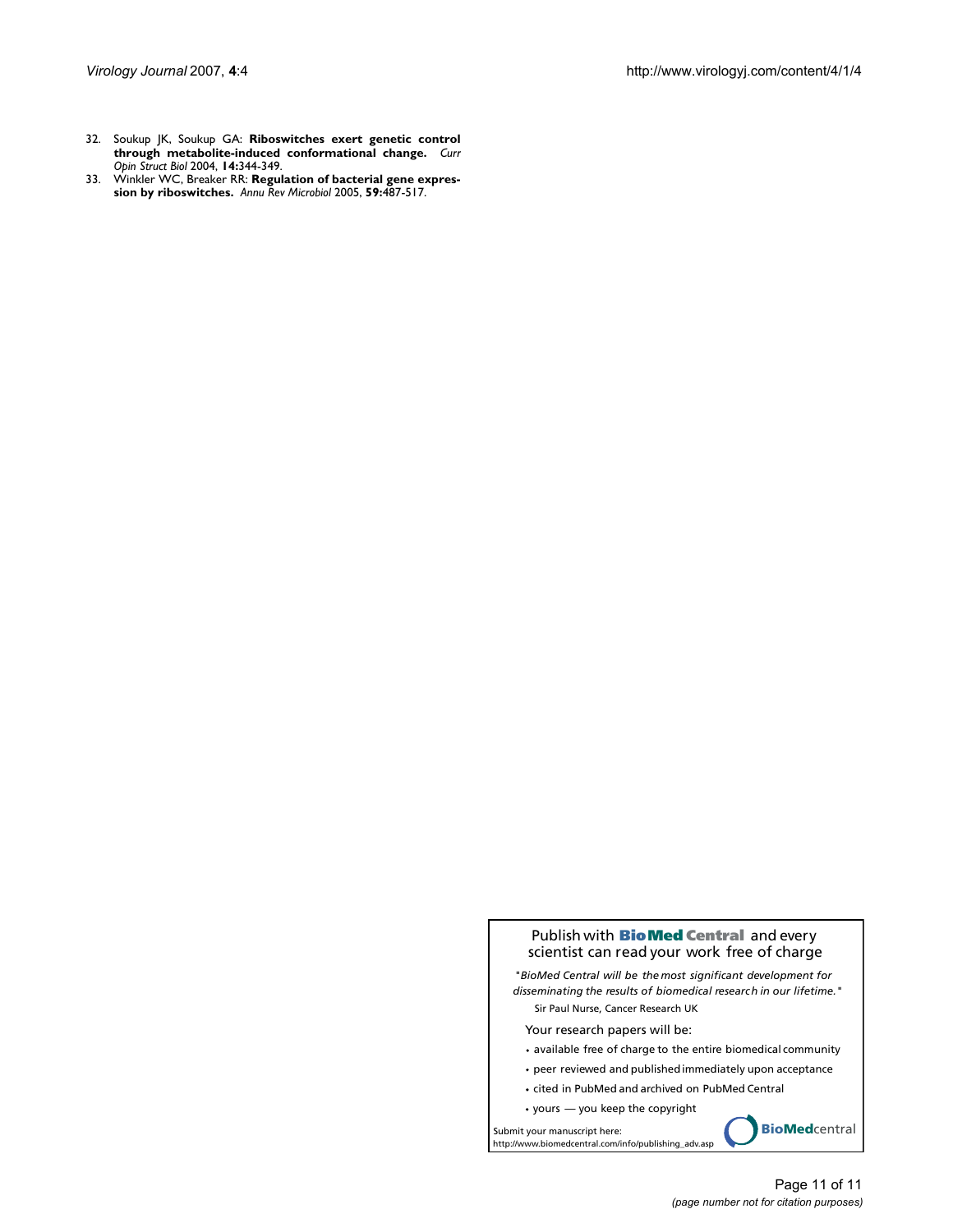32. Soukup JK, Soukup GA: **Riboswitches exert genetic control through metabolite-induced conformational change.** *Curr Opin Struct Biol* 2004, **14:**344-349.
33. Winkler WC, Breaker RR: **Regulation of bacterial gene expression by riboswitches.** *Annu Rev Microbiol* 2005, **59:**487-517.

Publish with **BioMed Central** and every scientist can read your work free of charge

*"BioMed Central will be the most significant development for disseminating the results of biomedical research in our lifetime."*
Sir Paul Nurse, Cancer Research UK

Your research papers will be:

- available free of charge to the entire biomedical community
- peer reviewed and published immediately upon acceptance
- cited in PubMed and archived on PubMed Central
- yours — you keep the copyright

Submit your manuscript here:
http://www.biomedcentral.com/info/publishing_adv.asp

**BioMed**central